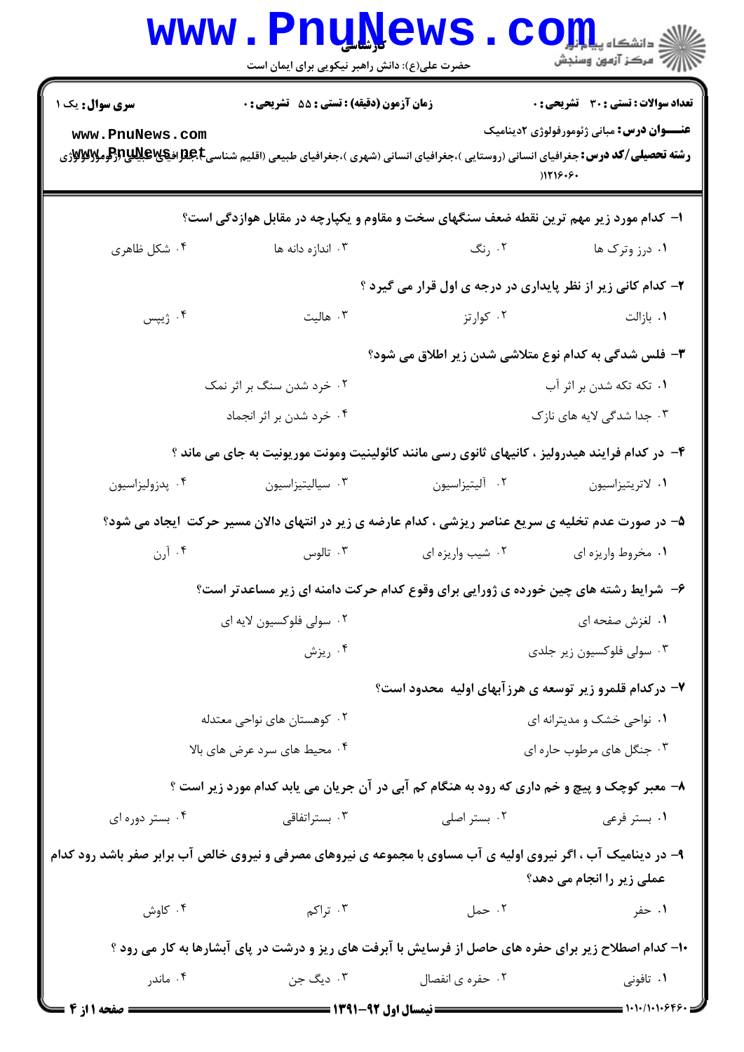کارشناسی

حضرت علی(ع): دانش راهبر نیکویی برای ایمان است

**سری سوال:** یک ۱ | **زمان آزمون (دقیقه) : تستی : ۵۵ تشریحی : ۰** | **تعداد سوالات : تستی : ۳۰ تشریحی : ۰**

**عنـــوان درس:** مبانی ژئومورفولوژی ۲دینامیک

**رشته تحصیلی/کد درس:** جغرافیای انسانی (روستایی )،جغرافیای انسانی (شهری )،جغرافیای طبیعی (اقلیم شناسی )،جغرافیای طبیعی (ژئومورفولوژی ) ۱۲۱۶۰۶۰

۱- کدام مورد زیر مهم ترین نقطه ضعف سنگهای سخت و مقاوم و یکپارچه در مقابل هوازدگی است؟

۱. درز وترک ها ۲. رنگ ۳. اندازه دانه ها ۴. شکل ظاهری

۲- کدام کانی زیر از نظر پایداری در درجه ی اول قرار می گیرد ؟

۱. بازالت ۲. کوارتز ۳. هالیت ۴. ژیپس

۳- فلس شدگی به کدام نوع متلاشی شدن زیر اطلاق می شود؟

۱. تکه تکه شدن بر اثر آب ۲. خرد شدن سنگ بر اثر نمک ۳. جدا شدگی لایه های نازک ۴. خرد شدن بر اثر انجماد

۴- در کدام فرایند هیدرولیز ، کانیهای ثانوی رسی مانند کائولینیت ومونت موریونیت به جای می ماند ؟

۱. لاتریتیزاسیون ۲. آلیتیزاسیون ۳. سیالیتیزاسیون ۴. پدزولیزاسیون

۵- در صورت عدم تخلیه ی سریع عناصر ریزشی ، کدام عارضه ی زیر در انتهای دالان مسیر حرکت ایجاد می شود؟

۱. مخروط واریزه ای ۲. شیب واریزه ای ۳. تالوس ۴. آرن

۶- شرایط رشته های چین خورده ی ژورایی برای وقوع کدام حرکت دامنه ای زیر مساعدتر است؟

۱. لغزش صفحه ای ۲. سولی فلوکسیون لایه ای ۳. سولی فلوکسیون زیر جلدی ۴. ریزش

۷- درکدام قلمرو زیر توسعه ی هرزآبهای اولیه محدود است؟

۱. نواحی خشک و مدیترانه ای ۲. کوهستان های نواحی معتدله ۳. جنگل های مرطوب حاره ای ۴. محیط های سرد عرض های بالا

۸- معبر کوچک و پیچ و خم داری که رود به هنگام کم آبی در آن جریان می یابد کدام مورد زیر است ؟

۱. بستر فرعی ۲. بستر اصلی ۳. بستراتفاقی ۴. بستر دوره ای

۹- در دینامیک آب ، اگر نیروی اولیه ی آب مساوی با مجموعه ی نیروهای مصرفی و نیروی خالص آب برابر صفر باشد رود کدام عملی زیر را انجام می دهد؟

۱. حفر ۲. حمل ۳. تراکم ۴. کاوش

۱۰- کدام اصطلاح زیر برای حفره های حاصل از فرسایش با آبرفت های ریز و درشت در پای آبشارها به کار می رود ؟

۱. تافونی ۲. حفره ی انفصال ۳. دیگ جن ۴. ماندر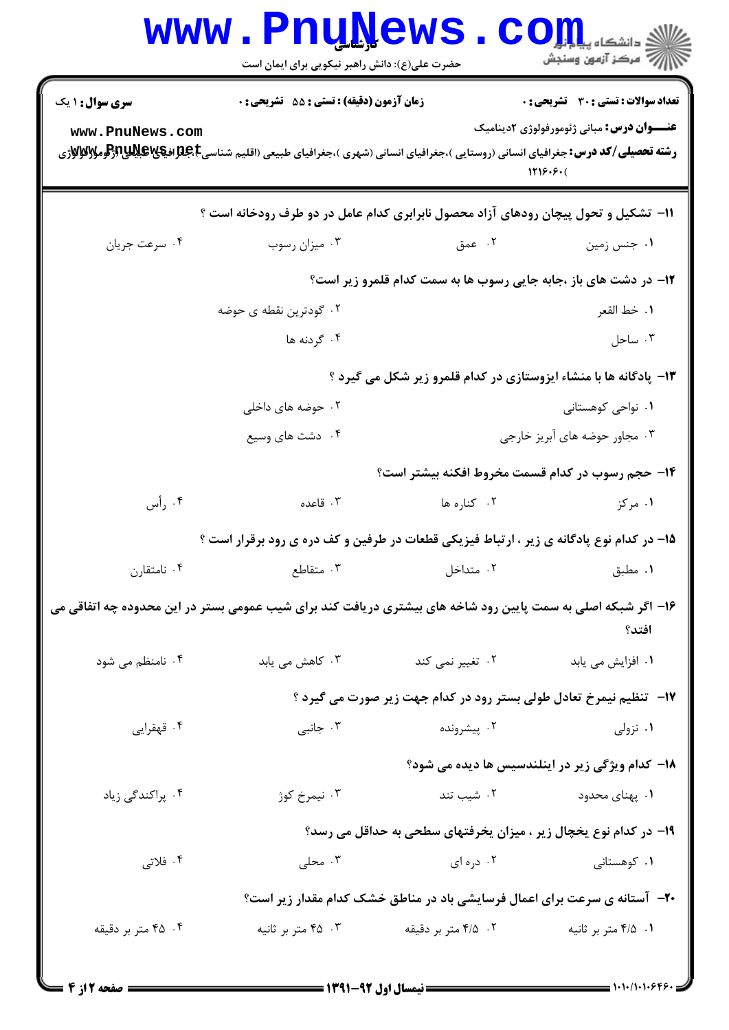**سری سوال:** ۱ یک

**زمان آزمون (دقیقه) : تستی :** ۵۵ **تشریحی :** ۰

**تعداد سوالات : تستی :** ۳۰ **تشریحی :** ۰

**عنـــوان درس:** مبانی ژئومورفولوژی ۲دینامیک

**رشته تحصیلی/کد درس:** جغرافیای انسانی (روستایی )،جغرافیای انسانی (شهری )،جغرافیای طبیعی (اقلیم شناسی)،جغرافیای طبیعی (ژئومورفولوژی ۱۲۱۶۰۶۰)

۱۱- تشکیل و تحول پیچان رودهای آزاد محصول نابرابری کدام عامل در دو طرف رودخانه است ؟

۱. جنس زمین
۲. عمق
۳. میزان رسوب
۴. سرعت جریان

۱۲- در دشت های باز ،جابه جایی رسوب ها به سمت کدام قلمرو زیر است؟

۱. خط القعر
۲. گودترین نقطه ی حوضه
۳. ساحل
۴. گردنه ها

۱۳- پادگانه ها با منشاء ایزوستازی در کدام قلمرو زیر شکل می گیرد ؟

۱. نواحی کوهستانی
۲. حوضه های داخلی
۳. مجاور حوضه های آبریز خارجی
۴. دشت های وسیع

۱۴- حجم رسوب در کدام قسمت مخروط افکنه بیشتر است؟

۱. مرکز
۲. کناره ها
۳. قاعده
۴. رأس

۱۵- در کدام نوع پادگانه ی زیر ، ارتباط فیزیکی قطعات در طرفین و کف دره ی رود برقرار است ؟

۱. مطبق
۲. متداخل
۳. متقاطع
۴. نامتقارن

۱۶- اگر شبکه اصلی به سمت پایین رود شاخه های بیشتری دریافت کند برای شیب عمومی بستر در این محدوده چه اتفاقی می افتد؟

۱. افزایش می یابد
۲. تغییر نمی کند
۳. کاهش می یابد
۴. نامنظم می شود

۱۷- تنظیم نیمرخ تعادل طولی بستر رود در کدام جهت زیر صورت می گیرد ؟

۱. نزولی
۲. پیشرونده
۳. جانبی
۴. قهقرایی

۱۸- کدام ویژگی زیر در اینلندسیس ها دیده می شود؟

۱. پهنای محدود
۲. شیب تند
۳. نیمرخ کوژ
۴. پراکندگی زیاد

۱۹- در کدام نوع یخچال زیر ، میزان یخرفتهای سطحی به حداقل می رسد؟

۱. کوهستانی
۲. دره ای
۳. محلی
۴. فلاتی

۲۰- آستانه ی سرعت برای اعمال فرسایشی باد در مناطق خشک کدام مقدار زیر است؟

۱. ۴/۵ متر بر ثانیه
۲. ۴/۵ متر بر دقیقه
۳. ۴۵ متر بر ثانیه
۴. ۴۵ متر بر دقیقه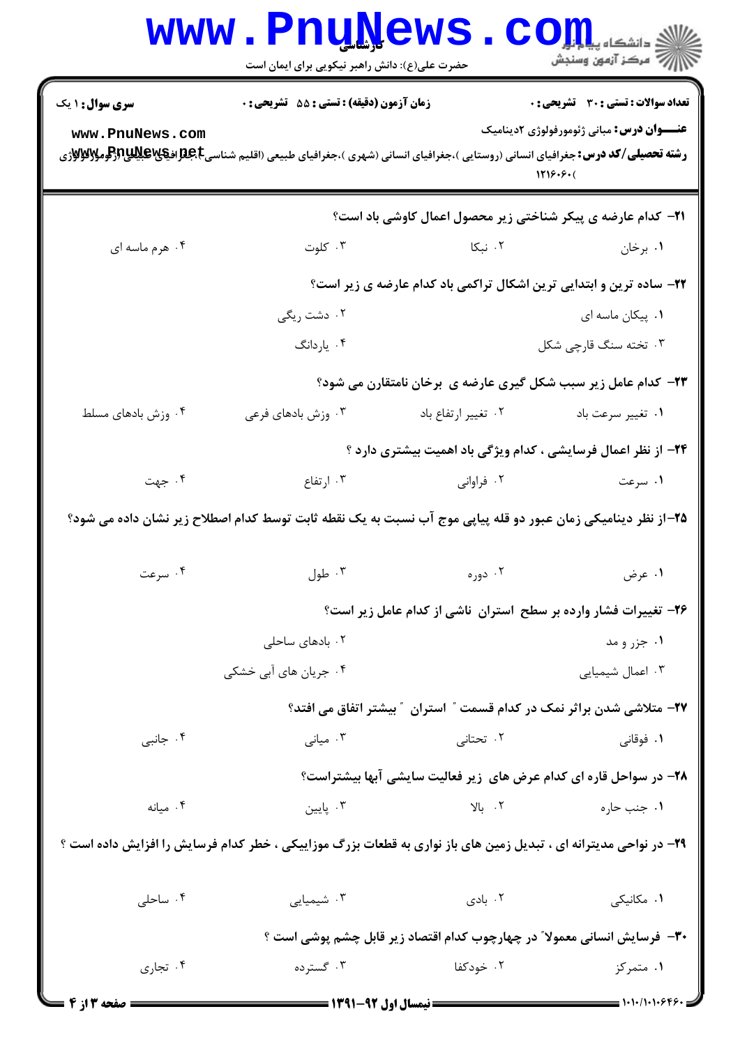**سری سوال:** ۱ یک | **زمان آزمون (دقیقه):** تستی : ۵۵ تشریحی : ۰ | **تعداد سوالات:** تستی : ۳۰ تشریحی : ۰

**عنـــوان درس:** مبانی ژئومورفولوژی ۲دینامیک

**رشته تحصیلی/کد درس:** جغرافیای انسانی (روستایی )،جغرافیای انسانی (شهری )،جغرافیای طبیعی (اقلیم شناسی)،جغرافیای طبیعی (ژئومورفولوژی) ۱۲۱۶۰۶۰

۲۱- کدام عارضه ی پیکر شناختی زیر محصول اعمال کاوشی باد است؟

۱. برخان
۲. نبکا
۳. کلوت
۴. هرم ماسه ای

۲۲- ساده ترین و ابتدایی ترین اشکال تراکمی باد کدام عارضه ی زیر است؟

۱. پیکان ماسه ای
۲. دشت ریگی
۳. تخته سنگ قارچی شکل
۴. یاردانگ

۲۳- کدام عامل زیر سبب شکل گیری عارضه ی برخان نامتقارن می شود؟

۱. تغییر سرعت باد
۲. تغییر ارتفاع باد
۳. وزش بادهای فرعی
۴. وزش بادهای مسلط

۲۴- از نظر اعمال فرسایشی ، کدام ویژگی باد اهمیت بیشتری دارد ؟

۱. سرعت
۲. فراوانی
۳. ارتفاع
۴. جهت

۲۵-از نظر دینامیکی زمان عبور دو قله پیاپی موج آب نسبت به یک نقطه ثابت توسط کدام اصطلاح زیر نشان داده می شود؟

۱. عرض
۲. دوره
۳. طول
۴. سرعت

۲۶- تغییرات فشار وارده بر سطح استران ناشی از کدام عامل زیر است؟

۱. جزر و مد
۲. بادهای ساحلی
۳. اعمال شیمیایی
۴. جریان های آبی خشکی

۲۷- متلاشی شدن براثر نمک در کدام قسمت " استران " بیشتر اتفاق می افتد؟

۱. فوقانی
۲. تحتانی
۳. میانی
۴. جانبی

۲۸- در سواحل قاره ای کدام عرض های زیر فعالیت سایشی آبها بیشتراست؟

۱. جنب حاره
۲. بالا
۳. پایین
۴. میانه

۲۹- در نواحی مدیترانه ای ، تبدیل زمین های باز نواری به قطعات بزرگ موزاییکی ، خطر کدام فرسایش را افزایش داده است ؟

۱. مکانیکی
۲. بادی
۳. شیمیایی
۴. ساحلی

۳۰- فرسایش انسانی معمولا" در چهارچوب کدام اقتصاد زیر قابل چشم پوشی است ؟

۱. متمرکز
۲. خودکفا
۳. گسترده
۴. تجاری